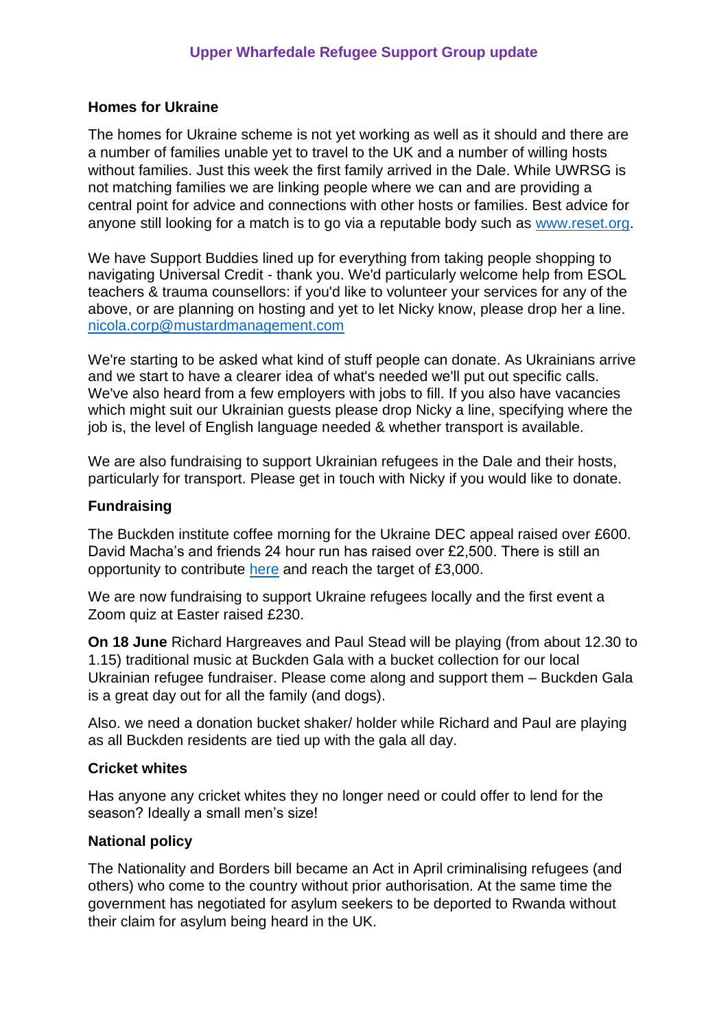# Upper Wharfedale Refugee Support Group update

## Homes for Ukraine

The homes for Ukraine scheme is not yet working as well as it should and there are a number of families unable yet to travel to the UK and a number of willing hosts without families. Just this week the first family arrived in the Dale. While UWRSG is not matching families we are linking people where we can and are providing a central point for advice and connections with other hosts or families. Best advice for anyone still looking for a match is to go via a reputable body such as [www.reset.org](http://www.reset.org).

We have Support Buddies lined up for everything from taking people shopping to navigating Universal Credit - thank you. We'd particularly welcome help from ESOL teachers & trauma counsellors: if you'd like to volunteer your services for any of the above, or are planning on hosting and yet to let Nicky know, please drop her a line. [nicola.corp@mustardmanagement.com](mailto:nicola.corp@mustardmanagement.com)

We're starting to be asked what kind of stuff people can donate. As Ukrainians arrive and we start to have a clearer idea of what's needed we'll put out specific calls. We've also heard from a few employers with jobs to fill. If you also have vacancies which might suit our Ukrainian guests please drop Nicky a line, specifying where the job is, the level of English language needed & whether transport is available.

We are also fundraising to support Ukrainian refugees in the Dale and their hosts, particularly for transport. Please get in touch with Nicky if you would like to donate.

## Fundraising

The Buckden institute coffee morning for the Ukraine DEC appeal raised over £600. David Macha's and friends 24 hour run has raised over £2,500. There is still an opportunity to contribute here and reach the target of £3,000.

We are now fundraising to support Ukraine refugees locally and the first event a Zoom quiz at Easter raised £230.

**On 18 June** Richard Hargreaves and Paul Stead will be playing (from about 12.30 to 1.15) traditional music at Buckden Gala with a bucket collection for our local Ukrainian refugee fundraiser. Please come along and support them – Buckden Gala is a great day out for all the family (and dogs).

Also. we need a donation bucket shaker/ holder while Richard and Paul are playing as all Buckden residents are tied up with the gala all day.

## Cricket whites

Has anyone any cricket whites they no longer need or could offer to lend for the season? Ideally a small men's size!

## National policy

The Nationality and Borders bill became an Act in April criminalising refugees (and others) who come to the country without prior authorisation. At the same time the government has negotiated for asylum seekers to be deported to Rwanda without their claim for asylum being heard in the UK.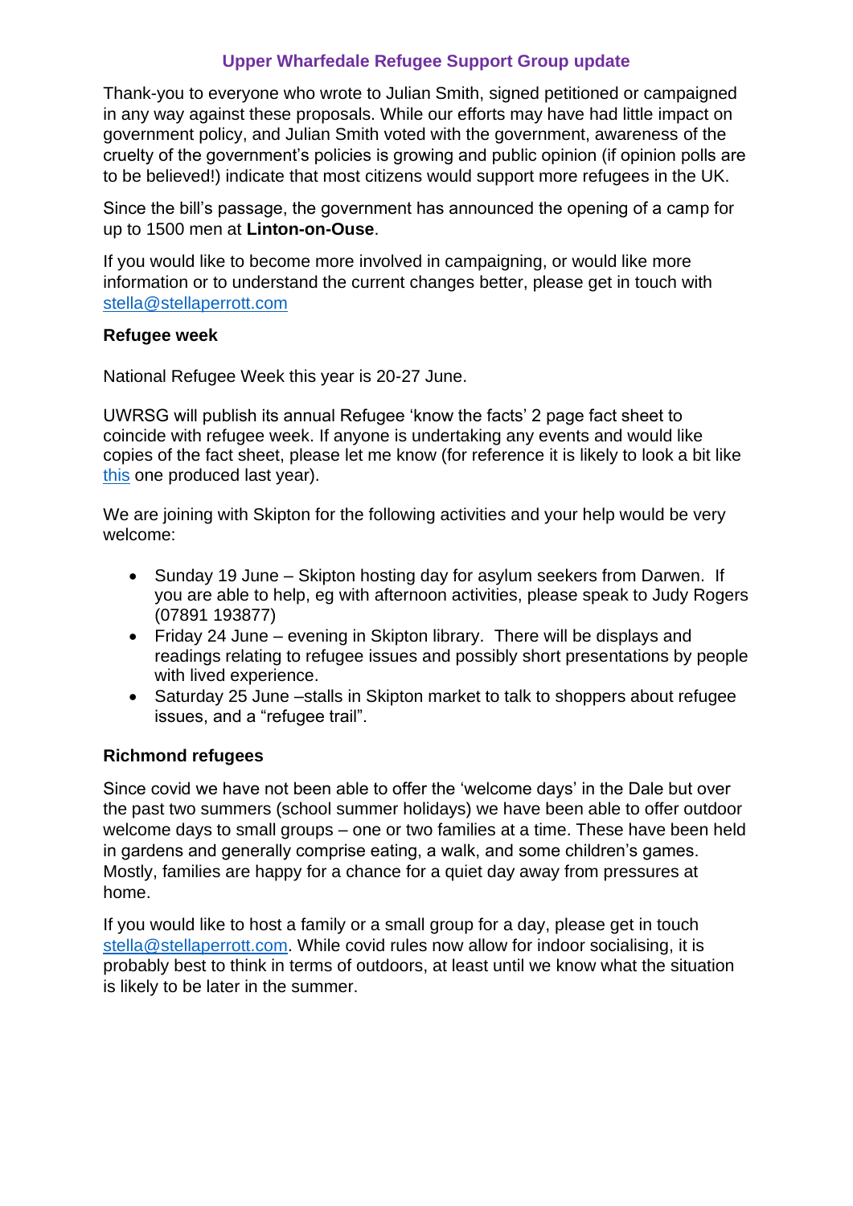## Upper Wharfedale Refugee Support Group update

Thank-you to everyone who wrote to Julian Smith, signed petitioned or campaigned in any way against these proposals. While our efforts may have had little impact on government policy, and Julian Smith voted with the government, awareness of the cruelty of the government's policies is growing and public opinion (if opinion polls are to be believed!) indicate that most citizens would support more refugees in the UK.

Since the bill's passage, the government has announced the opening of a camp for up to 1500 men at **Linton-on-Ouse**.

If you would like to become more involved in campaigning, or would like more information or to understand the current changes better, please get in touch with stella@stellaperrott.com

**Refugee week**

National Refugee Week this year is 20-27 June.

UWRSG will publish its annual Refugee 'know the facts' 2 page fact sheet to coincide with refugee week. If anyone is undertaking any events and would like copies of the fact sheet, please let me know (for reference it is likely to look a bit like this one produced last year).

We are joining with Skipton for the following activities and your help would be very welcome:

- Sunday 19 June – Skipton hosting day for asylum seekers from Darwen. If you are able to help, eg with afternoon activities, please speak to Judy Rogers (07891 193877)
- Friday 24 June – evening in Skipton library. There will be displays and readings relating to refugee issues and possibly short presentations by people with lived experience.
- Saturday 25 June –stalls in Skipton market to talk to shoppers about refugee issues, and a "refugee trail".

**Richmond refugees**

Since covid we have not been able to offer the 'welcome days' in the Dale but over the past two summers (school summer holidays) we have been able to offer outdoor welcome days to small groups – one or two families at a time. These have been held in gardens and generally comprise eating, a walk, and some children's games. Mostly, families are happy for a chance for a quiet day away from pressures at home.

If you would like to host a family or a small group for a day, please get in touch stella@stellaperrott.com. While covid rules now allow for indoor socialising, it is probably best to think in terms of outdoors, at least until we know what the situation is likely to be later in the summer.